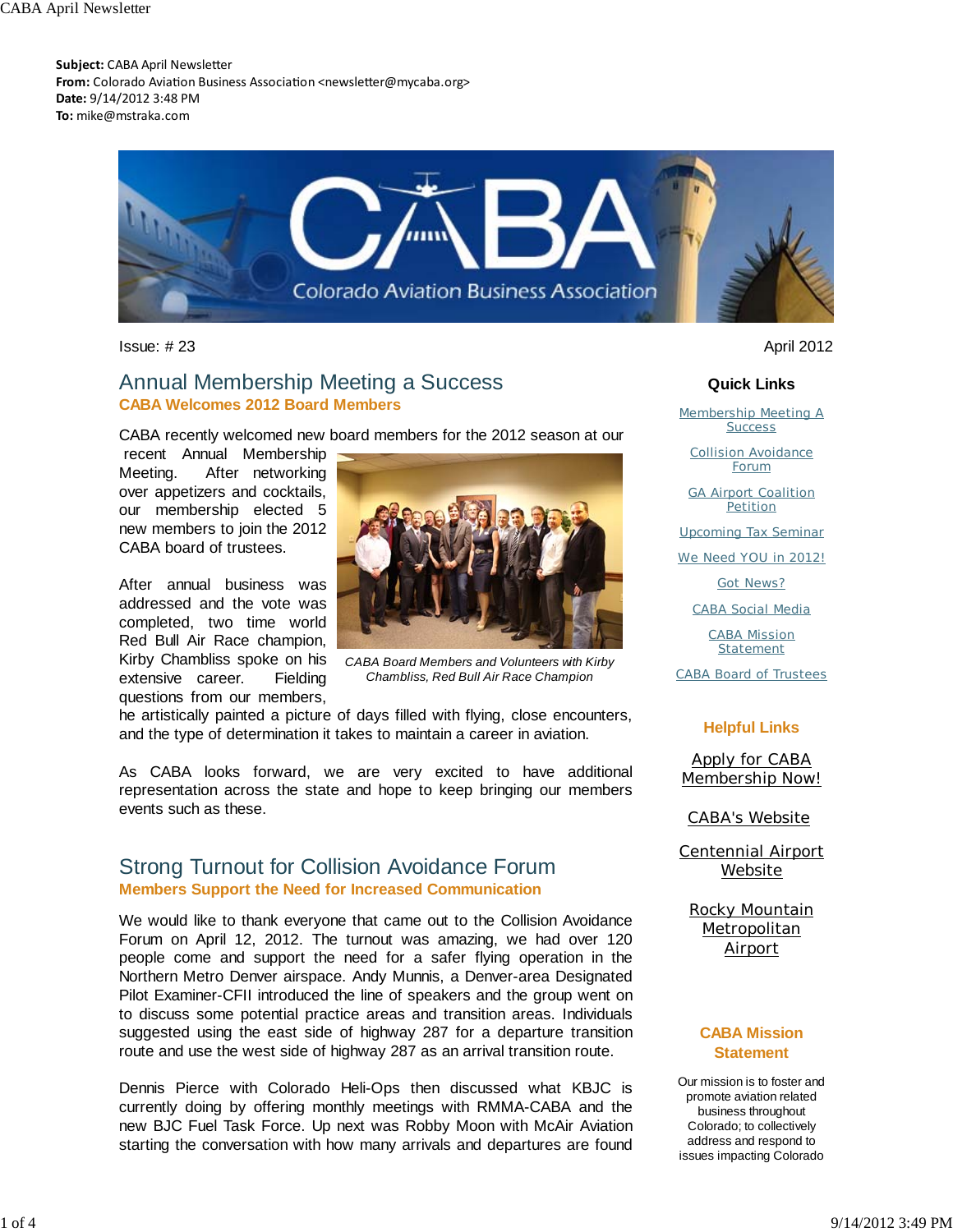**Subject:** CABA April Newsletter
**From:** Colorado Aviation Business Association <newsletter@mycaba.org>
**Date:** 9/14/2012 3:48 PM
**To:** mike@mstraka.com

CABA Colorado Aviation Business Association

Issue: # 23

April 2012

## Annual Membership Meeting a Success

### CABA Welcomes 2012 Board Members

CABA recently welcomed new board members for the 2012 season at our recent Annual Membership Meeting. After networking over appetizers and cocktails, our membership elected 5 new members to join the 2012 CABA board of trustees.

*CABA Board Members and Volunteers with Kirby Chambliss, Red Bull Air Race Champion*

After annual business was addressed and the vote was completed, two time world Red Bull Air Race champion, Kirby Chambliss spoke on his extensive career. Fielding questions from our members, he artistically painted a picture of days filled with flying, close encounters, and the type of determination it takes to maintain a career in aviation.

As CABA looks forward, we are very excited to have additional representation across the state and hope to keep bringing our members events such as these.

## Strong Turnout for Collision Avoidance Forum

### Members Support the Need for Increased Communication

We would like to thank everyone that came out to the Collision Avoidance Forum on April 12, 2012. The turnout was amazing, we had over 120 people come and support the need for a safer flying operation in the Northern Metro Denver airspace. Andy Munnis, a Denver-area Designated Pilot Examiner-CFII introduced the line of speakers and the group went on to discuss some potential practice areas and transition areas. Individuals suggested using the east side of highway 287 for a departure transition route and use the west side of highway 287 as an arrival transition route.

Dennis Pierce with Colorado Heli-Ops then discussed what KBJC is currently doing by offering monthly meetings with RMMA-CABA and the new BJC Fuel Task Force. Up next was Robby Moon with McAir Aviation starting the conversation with how many arrivals and departures are found

**Quick Links**

- Membership Meeting A Success
- Collision Avoidance Forum
- GA Airport Coalition Petition
- Upcoming Tax Seminar
- We Need YOU in 2012!
- Got News?
- CABA Social Media
- CABA Mission Statement
- CABA Board of Trustees

**Helpful Links**

- Apply for CABA Membership Now!
- CABA's Website
- Centennial Airport Website
- Rocky Mountain Metropolitan Airport

**CABA Mission Statement**

Our mission is to foster and promote aviation related business throughout Colorado; to collectively address and respond to issues impacting Colorado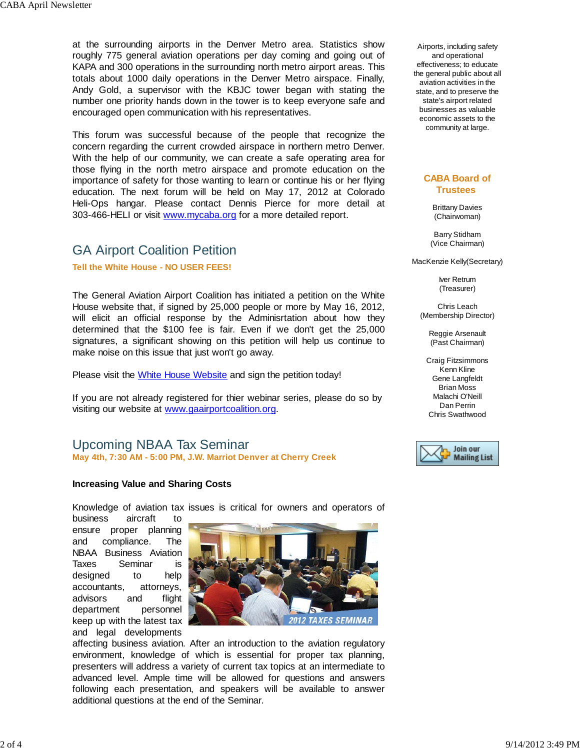at the surrounding airports in the Denver Metro area. Statistics show roughly 775 general aviation operations per day coming and going out of KAPA and 300 operations in the surrounding north metro airport areas. This totals about 1000 daily operations in the Denver Metro airspace. Finally, Andy Gold, a supervisor with the KBJC tower began with stating the number one priority hands down in the tower is to keep everyone safe and encouraged open communication with his representatives.

This forum was successful because of the people that recognize the concern regarding the current crowded airspace in northern metro Denver. With the help of our community, we can create a safe operating area for those flying in the north metro airspace and promote education on the importance of safety for those wanting to learn or continue his or her flying education. The next forum will be held on May 17, 2012 at Colorado Heli-Ops hangar. Please contact Dennis Pierce for more detail at 303-466-HELI or visit www.mycaba.org for a more detailed report.

## GA Airport Coalition Petition

**Tell the White House - NO USER FEES!**

The General Aviation Airport Coalition has initiated a petition on the White House website that, if signed by 25,000 people or more by May 16, 2012, will elicit an official response by the Administration about how they determined that the $100 fee is fair. Even if we don't get the 25,000 signatures, a significant showing on this petition will help us continue to make noise on this issue that just won't go away.

Please visit the White House Website and sign the petition today!

If you are not already registered for thier webinar series, please do so by visiting our website at www.gaairportcoalition.org.

## Upcoming NBAA Tax Seminar

**May 4th, 7:30 AM - 5:00 PM, J.W. Marriot Denver at Cherry Creek**

**Increasing Value and Sharing Costs**

Knowledge of aviation tax issues is critical for owners and operators of business aircraft to ensure proper planning and compliance. The NBAA Business Aviation Taxes Seminar is designed to help accountants, attorneys, advisors and flight department personnel keep up with the latest tax and legal developments affecting business aviation. After an introduction to the aviation regulatory environment, knowledge of which is essential for proper tax planning, presenters will address a variety of current tax topics at an intermediate to advanced level. Ample time will be allowed for questions and answers following each presentation, and speakers will be available to answer additional questions at the end of the Seminar.

Airports, including safety and operational effectiveness; to educate the general public about all aviation activities in the state, and to preserve the state's airport related businesses as valuable economic assets to the community at large.

### CABA Board of Trustees

Brittany Davies
(Chairwoman)

Barry Stidham
(Vice Chairman)

MacKenzie Kelly(Secretary)

Iver Retrum
(Treasurer)

Chris Leach
(Membership Director)

Reggie Arsenault
(Past Chairman)

Craig Fitzsimmons
Kenn Kline
Gene Langfeldt
Brian Moss
Malachi O'Neill
Dan Perrin
Chris Swathwood

Join our Mailing List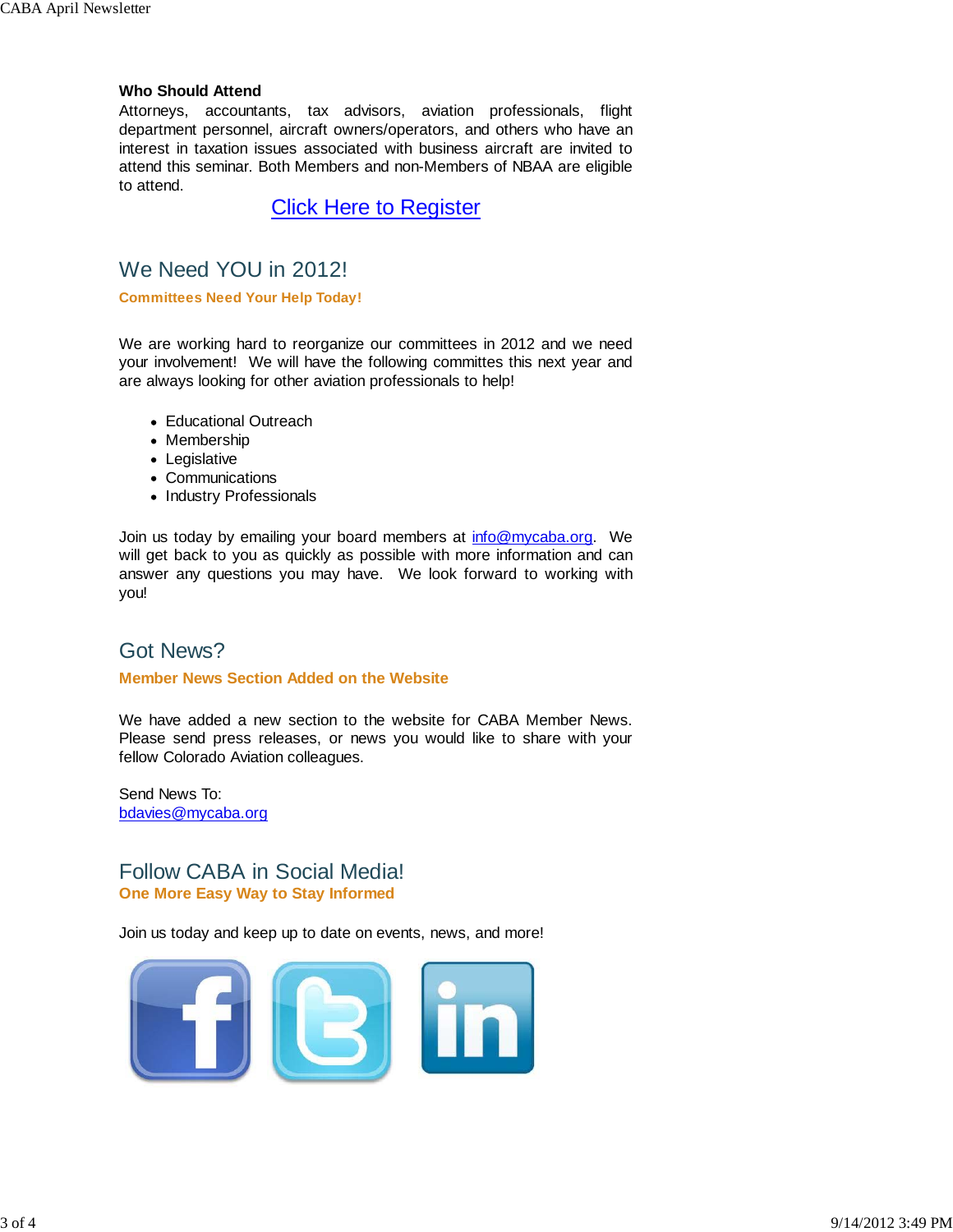**Who Should Attend**

Attorneys, accountants, tax advisors, aviation professionals, flight department personnel, aircraft owners/operators, and others who have an interest in taxation issues associated with business aircraft are invited to attend this seminar. Both Members and non-Members of NBAA are eligible to attend.

Click Here to Register

## We Need YOU in 2012!

**Committees Need Your Help Today!**

We are working hard to reorganize our committees in 2012 and we need your involvement! We will have the following committes this next year and are always looking for other aviation professionals to help!

- Educational Outreach
- Membership
- Legislative
- Communications
- Industry Professionals

Join us today by emailing your board members at info@mycaba.org. We will get back to you as quickly as possible with more information and can answer any questions you may have. We look forward to working with you!

## Got News?

**Member News Section Added on the Website**

We have added a new section to the website for CABA Member News. Please send press releases, or news you would like to share with your fellow Colorado Aviation colleagues.

Send News To:
bdavies@mycaba.org

## Follow CABA in Social Media!

**One More Easy Way to Stay Informed**

Join us today and keep up to date on events, news, and more!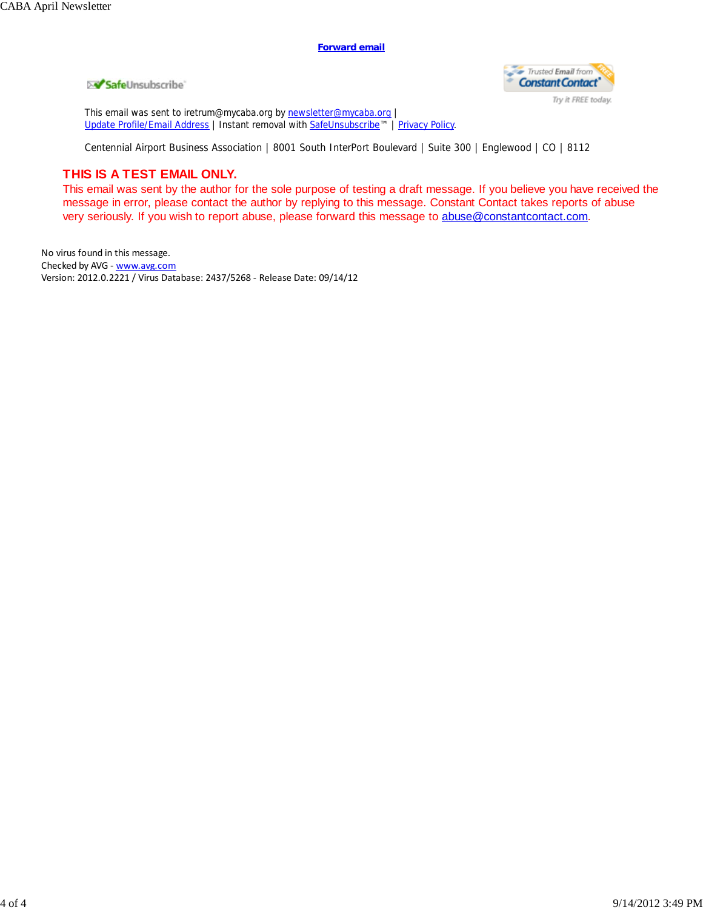**Forward email**

SafeUnsubscribe

Trusted Email from Constant Contact

Try it FREE today.

This email was sent to iretrum@mycaba.org by newsletter@mycaba.org |
Update Profile/Email Address | Instant removal with SafeUnsubscribe™ | Privacy Policy.

Centennial Airport Business Association | 8001 South InterPort Boulevard | Suite 300 | Englewood | CO | 8112

**THIS IS A TEST EMAIL ONLY.**

This email was sent by the author for the sole purpose of testing a draft message. If you believe you have received the message in error, please contact the author by replying to this message. Constant Contact takes reports of abuse very seriously. If you wish to report abuse, please forward this message to abuse@constantcontact.com.

No virus found in this message.
Checked by AVG - www.avg.com
Version: 2012.0.2221 / Virus Database: 2437/5268 - Release Date: 09/14/12